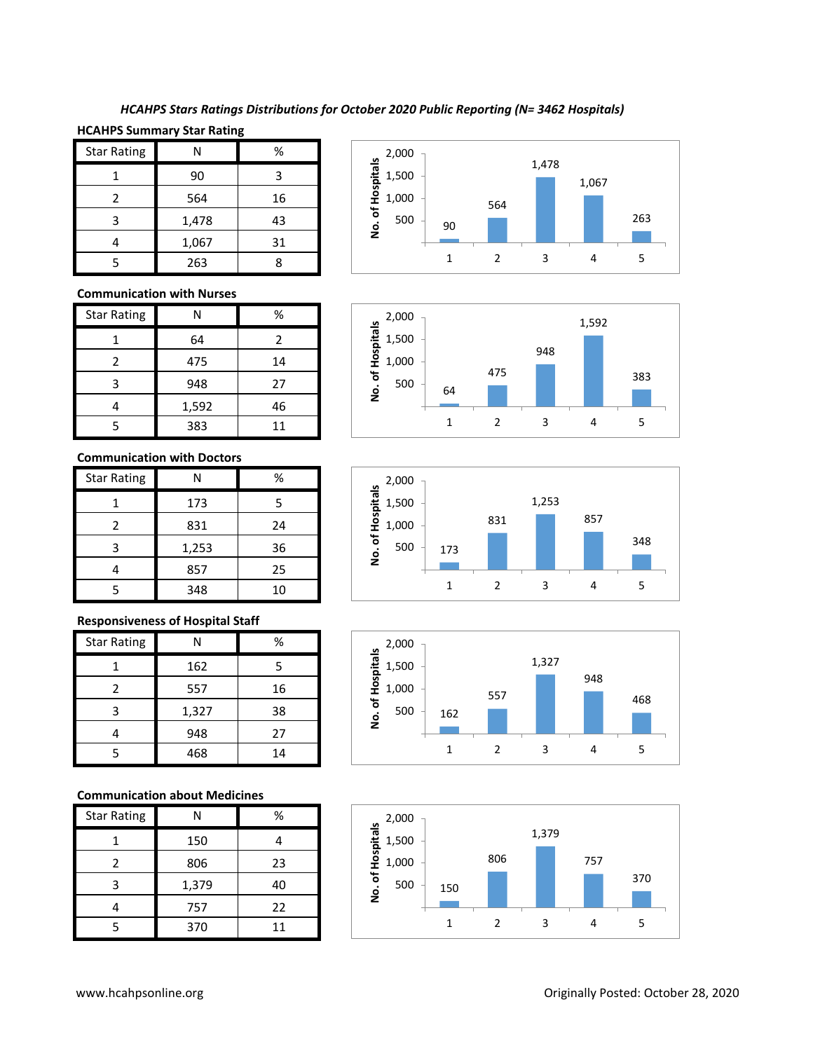*HCAHPS Stars Ratings Distributions for October 2020 Public Reporting (N= 3462 Hospitals)*

**HCAHPS Summary Star Rating**

| Star Rating | N | % |
|---|---|---|
| 1 | 90 | 3 |
| 2 | 564 | 16 |
| 3 | 1,478 | 43 |
| 4 | 1,067 | 31 |
| 5 | 263 | 8 |

**Communication with Nurses**

| Star Rating | N | % |
|---|---|---|
| 1 | 64 | 2 |
| 2 | 475 | 14 |
| 3 | 948 | 27 |
| 4 | 1,592 | 46 |
| 5 | 383 | 11 |

**Communication with Doctors**

| Star Rating | N | % |
|---|---|---|
| 1 | 173 | 5 |
| 2 | 831 | 24 |
| 3 | 1,253 | 36 |
| 4 | 857 | 25 |
| 5 | 348 | 10 |

**Responsiveness of Hospital Staff**

| Star Rating | N | % |
|---|---|---|
| 1 | 162 | 5 |
| 2 | 557 | 16 |
| 3 | 1,327 | 38 |
| 4 | 948 | 27 |
| 5 | 468 | 14 |

**Communication about Medicines**

| Star Rating | N | % |
|---|---|---|
| 1 | 150 | 4 |
| 2 | 806 | 23 |
| 3 | 1,379 | 40 |
| 4 | 757 | 22 |
| 5 | 370 | 11 |

www.hcahpsonline.org

Originally Posted: October 28, 2020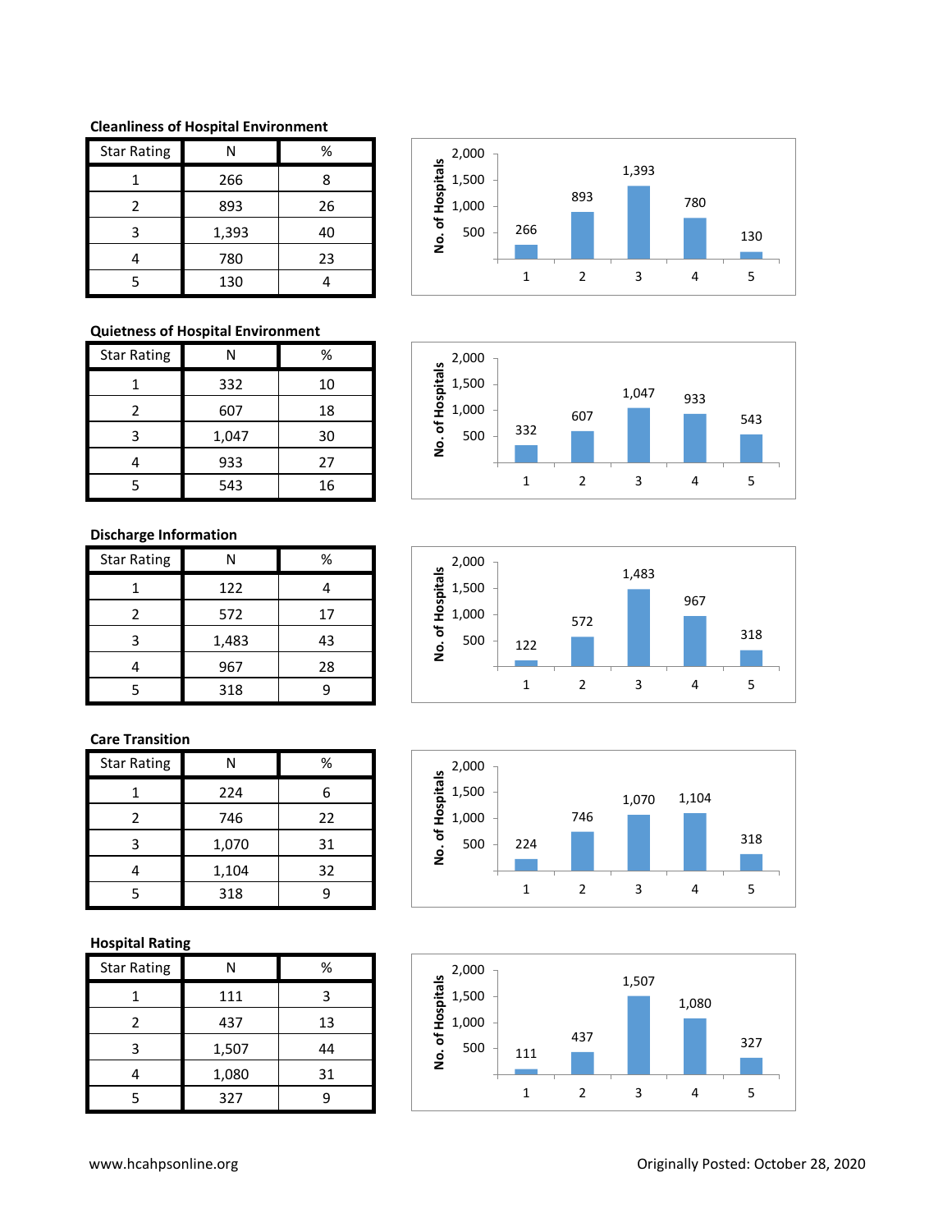### Cleanliness of Hospital Environment

| Star Rating | N | % |
|---|---|---|
| 1 | 266 | 8 |
| 2 | 893 | 26 |
| 3 | 1,393 | 40 |
| 4 | 780 | 23 |
| 5 | 130 | 4 |

### Quietness of Hospital Environment

| Star Rating | N | % |
|---|---|---|
| 1 | 332 | 10 |
| 2 | 607 | 18 |
| 3 | 1,047 | 30 |
| 4 | 933 | 27 |
| 5 | 543 | 16 |

### Discharge Information

| Star Rating | N | % |
|---|---|---|
| 1 | 122 | 4 |
| 2 | 572 | 17 |
| 3 | 1,483 | 43 |
| 4 | 967 | 28 |
| 5 | 318 | 9 |

### Care Transition

| Star Rating | N | % |
|---|---|---|
| 1 | 224 | 6 |
| 2 | 746 | 22 |
| 3 | 1,070 | 31 |
| 4 | 1,104 | 32 |
| 5 | 318 | 9 |

### Hospital Rating

| Star Rating | N | % |
|---|---|---|
| 1 | 111 | 3 |
| 2 | 437 | 13 |
| 3 | 1,507 | 44 |
| 4 | 1,080 | 31 |
| 5 | 327 | 9 |

www.hcahpsonline.org

Originally Posted: October 28, 2020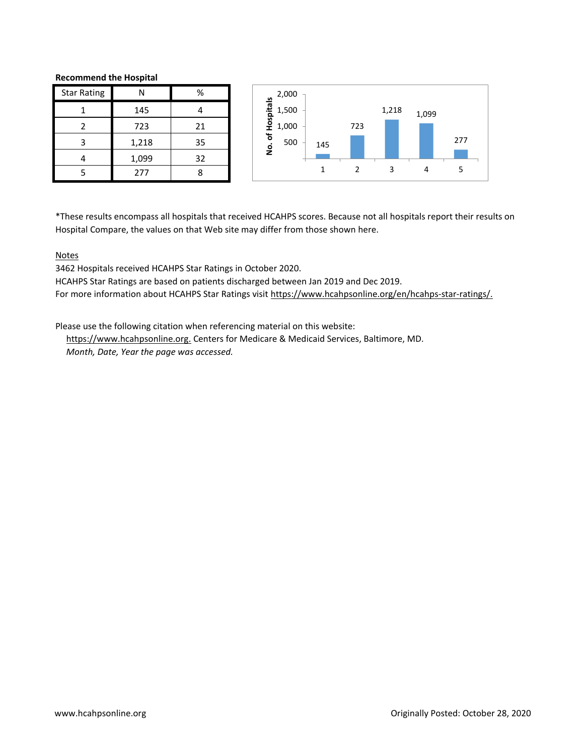**Recommend the Hospital**

| Star Rating | N | % |
|---|---|---|
| 1 | 145 | 4 |
| 2 | 723 | 21 |
| 3 | 1,218 | 35 |
| 4 | 1,099 | 32 |
| 5 | 277 | 8 |

No. of Hospitals

2,000
1,500
1,000
500

145
723
1,218
1,099
277

1
2
3
4
5

*These results encompass all hospitals that received HCAHPS scores. Because not all hospitals report their results on Hospital Compare, the values on that Web site may differ from those shown here.

Notes

3462 Hospitals received HCAHPS Star Ratings in October 2020.

HCAHPS Star Ratings are based on patients discharged between Jan 2019 and Dec 2019.

For more information about HCAHPS Star Ratings visit https://www.hcahpsonline.org/en/hcahps-star-ratings/.

Please use the following citation when referencing material on this website:

https://www.hcahpsonline.org. Centers for Medicare & Medicaid Services, Baltimore, MD.
*Month, Date, Year the page was accessed.*

www.hcahpsonline.org

Originally Posted: October 28, 2020